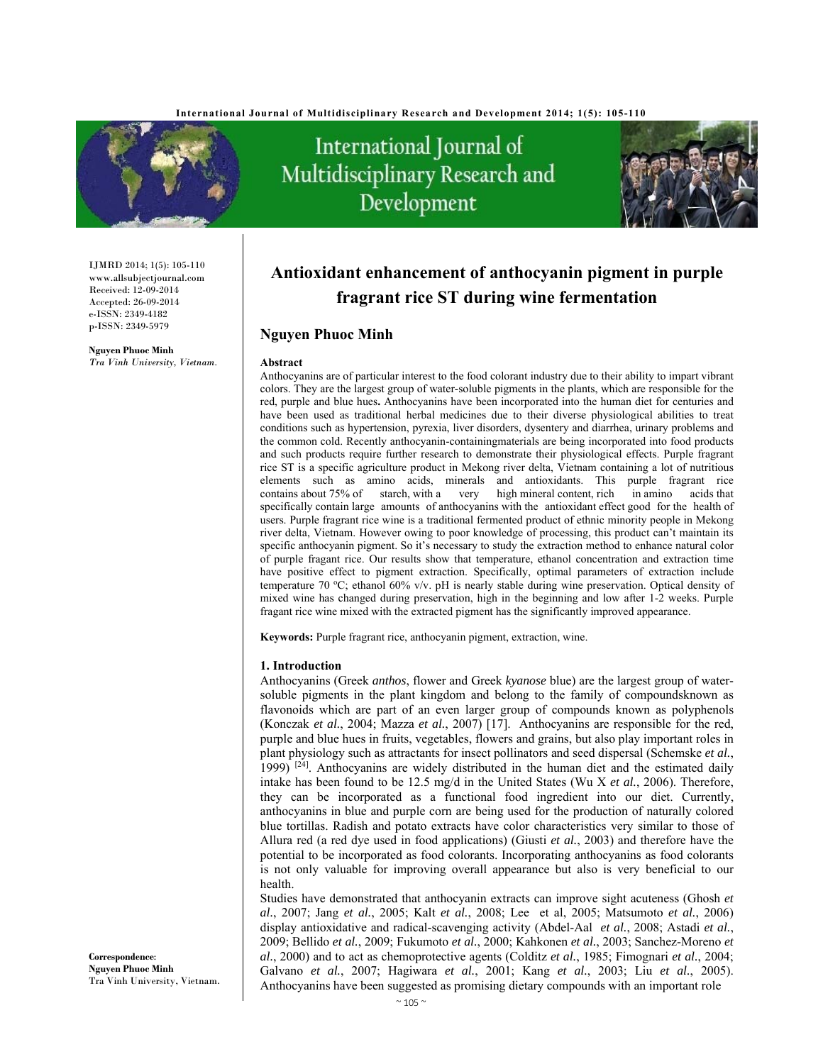IJMRD 2014; 1(5): 105-110
www.allsubjectjournal.com
Received: 12-09-2014
Accepted: 26-09-2014
e-ISSN: 2349-4182
p-ISSN: 2349-5979

**Nguyen Phuoc Minh**
*Tra Vinh University, Vietnam.*

**Correspondence**:
**Nguyen Phuoc Minh**
Tra Vinh University, Vietnam.

# Antioxidant enhancement of anthocyanin pigment in purple fragrant rice ST during wine fermentation

## Nguyen Phuoc Minh

### Abstract

Anthocyanins are of particular interest to the food colorant industry due to their ability to impart vibrant colors. They are the largest group of water-soluble pigments in the plants, which are responsible for the red, purple and blue hues**.** Anthocyanins have been incorporated into the human diet for centuries and have been used as traditional herbal medicines due to their diverse physiological abilities to treat conditions such as hypertension, pyrexia, liver disorders, dysentery and diarrhea, urinary problems and the common cold. Recently anthocyanin-containingmaterials are being incorporated into food products and such products require further research to demonstrate their physiological effects. Purple fragrant rice ST is a specific agriculture product in Mekong river delta, Vietnam containing a lot of nutritious elements such as amino acids, minerals and antioxidants. This purple fragrant rice contains about 75% of starch, with a very high mineral content, rich in amino acids that specifically contain large amounts of anthocyanins with the antioxidant effect good for the health of users. Purple fragrant rice wine is a traditional fermented product of ethnic minority people in Mekong river delta, Vietnam. However owing to poor knowledge of processing, this product can't maintain its specific anthocyanin pigment. So it's necessary to study the extraction method to enhance natural color of purple fragant rice. Our results show that temperature, ethanol concentration and extraction time have positive effect to pigment extraction. Specifically, optimal parameters of extraction include temperature 70 ºC; ethanol 60% v/v. pH is nearly stable during wine preservation. Optical density of mixed wine has changed during preservation, high in the beginning and low after 1-2 weeks. Purple fragant rice wine mixed with the extracted pigment has the significantly improved appearance.

**Keywords:** Purple fragrant rice, anthocyanin pigment, extraction, wine.

### 1. Introduction

Anthocyanins (Greek *anthos*, flower and Greek *kyanose* blue) are the largest group of water-soluble pigments in the plant kingdom and belong to the family of compoundsknown as flavonoids which are part of an even larger group of compounds known as polyphenols (Konczak *et al.*, 2004; Mazza *et al.*, 2007) [17]. Anthocyanins are responsible for the red, purple and blue hues in fruits, vegetables, flowers and grains, but also play important roles in plant physiology such as attractants for insect pollinators and seed dispersal (Schemske *et al.*, 1999) [24]. Anthocyanins are widely distributed in the human diet and the estimated daily intake has been found to be 12.5 mg/d in the United States (Wu X *et al.*, 2006). Therefore, they can be incorporated as a functional food ingredient into our diet. Currently, anthocyanins in blue and purple corn are being used for the production of naturally colored blue tortillas. Radish and potato extracts have color characteristics very similar to those of Allura red (a red dye used in food applications) (Giusti *et al.*, 2003) and therefore have the potential to be incorporated as food colorants. Incorporating anthocyanins as food colorants is not only valuable for improving overall appearance but also is very beneficial to our health.

Studies have demonstrated that anthocyanin extracts can improve sight acuteness (Ghosh *et al.*, 2007; Jang *et al.*, 2005; Kalt *et al.*, 2008; Lee et al, 2005; Matsumoto *et al.*, 2006) display antioxidative and radical-scavenging activity (Abdel-Aal *et al.*, 2008; Astadi *et al.*, 2009; Bellido *et al.*, 2009; Fukumoto *et al.*, 2000; Kahkonen *et al.*, 2003; Sanchez-Moreno *et al.*, 2000) and to act as chemoprotective agents (Colditz *et al.*, 1985; Fimognari *et al.*, 2004; Galvano *et al.*, 2007; Hagiwara *et al.*, 2001; Kang *et al.*, 2003; Liu *et al.*, 2005). Anthocyanins have been suggested as promising dietary compounds with an important role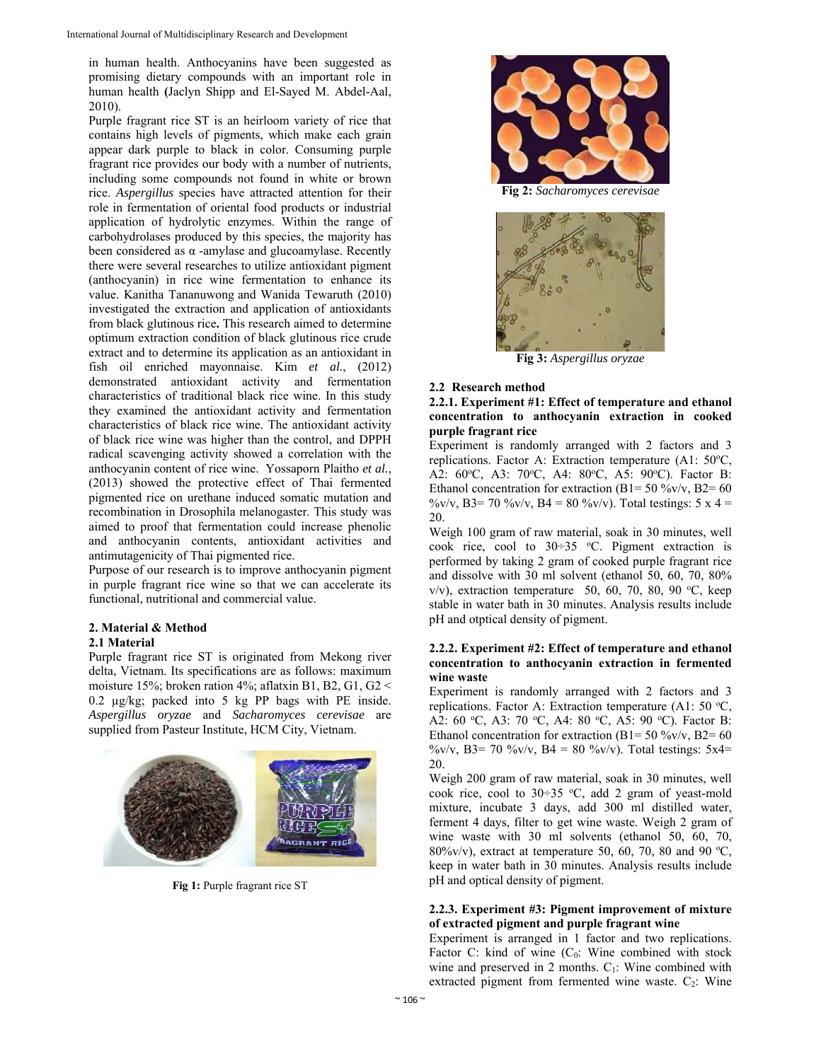in human health. Anthocyanins have been suggested as promising dietary compounds with an important role in human health **(**Jaclyn Shipp and El-Sayed M. Abdel-Aal, 2010).

Purple fragrant rice ST is an heirloom variety of rice that contains high levels of pigments, which make each grain appear dark purple to black in color. Consuming purple fragrant rice provides our body with a number of nutrients, including some compounds not found in white or brown rice. *Aspergillus* species have attracted attention for their role in fermentation of oriental food products or industrial application of hydrolytic enzymes. Within the range of carbohydrolases produced by this species, the majority has been considered as α -amylase and glucoamylase. Recently there were several researches to utilize antioxidant pigment (anthocyanin) in rice wine fermentation to enhance its value. Kanitha Tananuwong and Wanida Tewaruth (2010) investigated the extraction and application of antioxidants from black glutinous rice**.** This research aimed to determine optimum extraction condition of black glutinous rice crude extract and to determine its application as an antioxidant in fish oil enriched mayonnaise. Kim *et al.*, (2012) demonstrated antioxidant activity and fermentation characteristics of traditional black rice wine. In this study they examined the antioxidant activity and fermentation characteristics of black rice wine. The antioxidant activity of black rice wine was higher than the control, and DPPH radical scavenging activity showed a correlation with the anthocyanin content of rice wine. Yossaporn Plaitho *et al.*, (2013) showed the protective effect of Thai fermented pigmented rice on urethane induced somatic mutation and recombination in Drosophila melanogaster. This study was aimed to proof that fermentation could increase phenolic and anthocyanin contents, antioxidant activities and antimutagenicity of Thai pigmented rice.

Purpose of our research is to improve anthocyanin pigment in purple fragrant rice wine so that we can accelerate its functional, nutritional and commercial value.

## 2. Material & Method

### 2.1 Material

Purple fragrant rice ST is originated from Mekong river delta, Vietnam. Its specifications are as follows: maximum moisture 15%; broken ration 4%; aflatxin B1, B2, G1, G2 < 0.2 µg/kg; packed into 5 kg PP bags with PE inside. *Aspergillus oryzae* and *Sacharomyces cerevisae* are supplied from Pasteur Institute, HCM City, Vietnam.

**Fig 1:** Purple fragrant rice ST

**Fig 2:** *Sacharomyces cerevisae*

**Fig 3:** *Aspergillus oryzae*

### 2.2 Research method

#### 2.2.1. Experiment #1: Effect of temperature and ethanol concentration to anthocyanin extraction in cooked purple fragrant rice

Experiment is randomly arranged with 2 factors and 3 replications. Factor A: Extraction temperature (A1: 50°C, A2: 60°C, A3: 70°C, A4: 80°C, A5: 90°C). Factor B: Ethanol concentration for extraction (B1= 50 %v/v, B2= 60 %v/v, B3= 70 %v/v, B4 = 80 %v/v). Total testings: 5 x 4 = 20.

Weigh 100 gram of raw material, soak in 30 minutes, well cook rice, cool to 30÷35 °C. Pigment extraction is performed by taking 2 gram of cooked purple fragrant rice and dissolve with 30 ml solvent (ethanol 50, 60, 70, 80% v/v), extraction temperature 50, 60, 70, 80, 90 °C, keep stable in water bath in 30 minutes. Analysis results include pH and otptical density of pigment.

#### 2.2.2. Experiment #2: Effect of temperature and ethanol concentration to anthocyanin extraction in fermented wine waste

Experiment is randomly arranged with 2 factors and 3 replications. Factor A: Extraction temperature (A1: 50 °C, A2: 60 °C, A3: 70 °C, A4: 80 °C, A5: 90 °C). Factor B: Ethanol concentration for extraction (B1= 50 %v/v, B2= 60 %v/v, B3= 70 %v/v, B4 = 80 %v/v). Total testings: 5x4= 20.

Weigh 200 gram of raw material, soak in 30 minutes, well cook rice, cool to 30÷35 °C, add 2 gram of yeast-mold mixture, incubate 3 days, add 300 ml distilled water, ferment 4 days, filter to get wine waste. Weigh 2 gram of wine waste with 30 ml solvents (ethanol 50, 60, 70, 80%v/v), extract at temperature 50, 60, 70, 80 and 90 °C, keep in water bath in 30 minutes. Analysis results include pH and optical density of pigment.

#### 2.2.3. Experiment #3: Pigment improvement of mixture of extracted pigment and purple fragrant wine

Experiment is arranged in 1 factor and two replications. Factor C: kind of wine ($C_0$: Wine combined with stock wine and preserved in 2 months. $C_1$: Wine combined with extracted pigment from fermented wine waste. $C_2$: Wine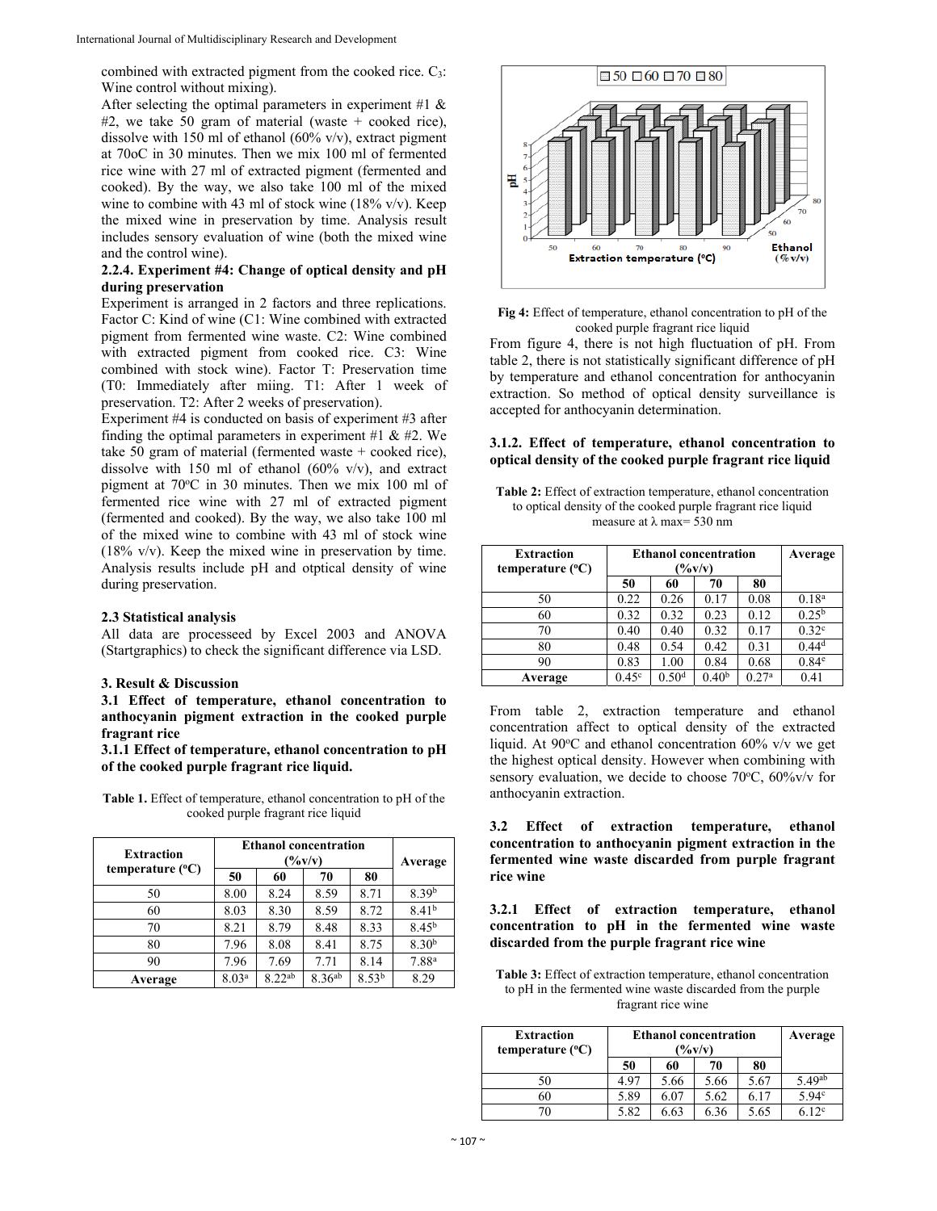combined with extracted pigment from the cooked rice. $C_3$: Wine control without mixing).

After selecting the optimal parameters in experiment #1 & #2, we take 50 gram of material (waste + cooked rice), dissolve with 150 ml of ethanol (60% v/v), extract pigment at 70oC in 30 minutes. Then we mix 100 ml of fermented rice wine with 27 ml of extracted pigment (fermented and cooked). By the way, we also take 100 ml of the mixed wine to combine with 43 ml of stock wine (18% v/v). Keep the mixed wine in preservation by time. Analysis result includes sensory evaluation of wine (both the mixed wine and the control wine).

**2.2.4. Experiment #4: Change of optical density and pH during preservation**

Experiment is arranged in 2 factors and three replications. Factor C: Kind of wine (C1: Wine combined with extracted pigment from fermented wine waste. C2: Wine combined with extracted pigment from cooked rice. C3: Wine combined with stock wine). Factor T: Preservation time (T0: Immediately after miing. T1: After 1 week of preservation. T2: After 2 weeks of preservation).

Experiment #4 is conducted on basis of experiment #3 after finding the optimal parameters in experiment #1 & #2. We take 50 gram of material (fermented waste + cooked rice), dissolve with 150 ml of ethanol (60% v/v), and extract pigment at 70°C in 30 minutes. Then we mix 100 ml of fermented rice wine with 27 ml of extracted pigment (fermented and cooked). By the way, we also take 100 ml of the mixed wine to combine with 43 ml of stock wine (18% v/v). Keep the mixed wine in preservation by time. Analysis results include pH and otptical density of wine during preservation.

## 2.3 Statistical analysis

All data are proceseed by Excel 2003 and ANOVA (Startgraphics) to check the significant difference via LSD.

## 3. Result & Discussion

### 3.1 Effect of temperature, ethanol concentration to anthocyanin pigment extraction in the cooked purple fragrant rice

**3.1.1 Effect of temperature, ethanol concentration to pH of the cooked purple fragrant rice liquid.**

**Table 1.** Effect of temperature, ethanol concentration to pH of the cooked purple fragrant rice liquid

| Extraction temperature (°C) | Ethanol concentration (%v/v) | | | | Average |
|---|---|---|---|---|---|
| | 50 | 60 | 70 | 80 | |
| 50 | 8.00 | 8.24 | 8.59 | 8.71 | 8.39[b] |
| 60 | 8.03 | 8.30 | 8.59 | 8.72 | 8.41[b] |
| 70 | 8.21 | 8.79 | 8.48 | 8.33 | 8.45[b] |
| 80 | 7.96 | 8.08 | 8.41 | 8.75 | 8.30[b] |
| 90 | 7.96 | 7.69 | 7.71 | 8.14 | 7.88[a] |
| **Average** | 8.03[a] | 8.22[ab] | 8.36[ab] | 8.53[b] | 8.29 |

**Fig 4:** Effect of temperature, ethanol concentration to pH of the cooked purple fragrant rice liquid

From figure 4, there is not high fluctuation of pH. From table 2, there is not statistically significant difference of pH by temperature and ethanol concentration for anthocyanin extraction. So method of optical density surveillance is accepted for anthocyanin determination.

**3.1.2. Effect of temperature, ethanol concentration to optical density of the cooked purple fragrant rice liquid**

**Table 2:** Effect of extraction temperature, ethanol concentration to optical density of the cooked purple fragrant rice liquid measure at λ max= 530 nm

| Extraction temperature (°C) | Ethanol concentration (%v/v) | | | | Average |
|---|---|---|---|---|---|
| | 50 | 60 | 70 | 80 | |
| 50 | 0.22 | 0.26 | 0.17 | 0.08 | 0.18[a] |
| 60 | 0.32 | 0.32 | 0.23 | 0.12 | 0.25[b] |
| 70 | 0.40 | 0.40 | 0.32 | 0.17 | 0.32[c] |
| 80 | 0.48 | 0.54 | 0.42 | 0.31 | 0.44[d] |
| 90 | 0.83 | 1.00 | 0.84 | 0.68 | 0.84[e] |
| **Average** | 0.45[c] | 0.50[d] | 0.40[b] | 0.27[a] | 0.41 |

From table 2, extraction temperature and ethanol concentration affect to optical density of the extracted liquid. At 90°C and ethanol concentration 60% v/v we get the highest optical density. However when combining with sensory evaluation, we decide to choose 70°C, 60%v/v for anthocyanin extraction.

### 3.2 Effect of extraction temperature, ethanol concentration to anthocyanin pigment extraction in the fermented wine waste discarded from purple fragrant rice wine

**3.2.1 Effect of extraction temperature, ethanol concentration to pH in the fermented wine waste discarded from the purple fragrant rice wine**

**Table 3:** Effect of extraction temperature, ethanol concentration to pH in the fermented wine waste discarded from the purple fragrant rice wine

| Extraction temperature (°C) | Ethanol concentration (%v/v) | | | | Average |
|---|---|---|---|---|---|
| | 50 | 60 | 70 | 80 | |
| 50 | 4.97 | 5.66 | 5.66 | 5.67 | 5.49[ab] |
| 60 | 5.89 | 6.07 | 5.62 | 6.17 | 5.94[c] |
| 70 | 5.82 | 6.63 | 6.36 | 5.65 | 6.12[c] |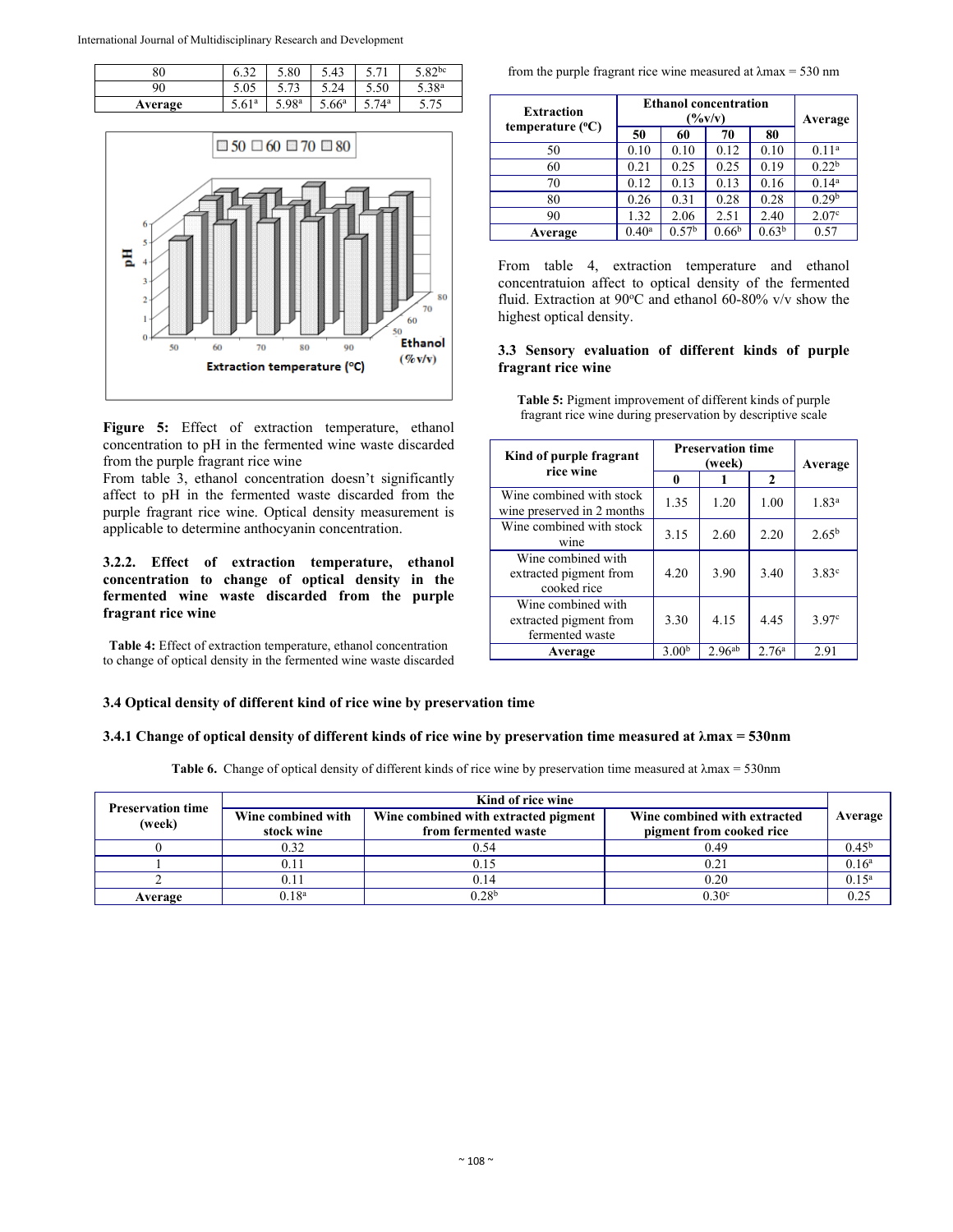| 80 | 6.32 | 5.80 | 5.43 | 5.71 | 5.82[bc] |
|---|---|---|---|---|---|
| 90 | 5.05 | 5.73 | 5.24 | 5.50 | 5.38[a] |
| **Average** | 5.61[a] | 5.98[a] | 5.66[a] | 5.74[a] | 5.75 |

**Figure 5:** Effect of extraction temperature, ethanol concentration to pH in the fermented wine waste discarded from the purple fragrant rice wine

From table 3, ethanol concentration doesn't significantly affect to pH in the fermented waste discarded from the purple fragrant rice wine. Optical density measurement is applicable to determine anthocyanin concentration.

### 3.2.2. Effect of extraction temperature, ethanol concentration to change of optical density in the fermented wine waste discarded from the purple fragrant rice wine

**Table 4:** Effect of extraction temperature, ethanol concentration to change of optical density in the fermented wine waste discarded from the purple fragrant rice wine measured at λmax = 530 nm

| Extraction temperature (ºC) | Ethanol concentration (%v/v) | | | | Average |
|---|---|---|---|---|---|
| | 50 | 60 | 70 | 80 | |
| 50 | 0.10 | 0.10 | 0.12 | 0.10 | 0.11[a] |
| 60 | 0.21 | 0.25 | 0.25 | 0.19 | 0.22[b] |
| 70 | 0.12 | 0.13 | 0.13 | 0.16 | 0.14[a] |
| 80 | 0.26 | 0.31 | 0.28 | 0.28 | 0.29[b] |
| 90 | 1.32 | 2.06 | 2.51 | 2.40 | 2.07[c] |
| **Average** | 0.40[a] | 0.57[b] | 0.66[b] | 0.63[b] | 0.57 |

From table 4, extraction temperature and ethanol concentratuion affect to optical density of the fermented fluid. Extraction at 90ºC and ethanol 60-80% v/v show the highest optical density.

### 3.3 Sensory evaluation of different kinds of purple fragrant rice wine

**Table 5:** Pigment improvement of different kinds of purple fragrant rice wine during preservation by descriptive scale

| Kind of purple fragrant rice wine | Preservation time (week) | | | Average |
|---|---|---|---|---|
| | 0 | 1 | 2 | |
| Wine combined with stock wine preserved in 2 months | 1.35 | 1.20 | 1.00 | 1.83[a] |
| Wine combined with stock wine | 3.15 | 2.60 | 2.20 | 2.65[b] |
| Wine combined with extracted pigment from cooked rice | 4.20 | 3.90 | 3.40 | 3.83[c] |
| Wine combined with extracted pigment from fermented waste | 3.30 | 4.15 | 4.45 | 3.97[c] |
| **Average** | 3.00[b] | 2.96[ab] | 2.76[a] | 2.91 |

### 3.4 Optical density of different kind of rice wine by preservation time

#### 3.4.1 Change of optical density of different kinds of rice wine by preservation time measured at λmax = 530nm

**Table 6.** Change of optical density of different kinds of rice wine by preservation time measured at λmax = 530nm

| Preservation time (week) | Kind of rice wine | | | Average |
|---|---|---|---|---|
| | Wine combined with stock wine | Wine combined with extracted pigment from fermented waste | Wine combined with extracted pigment from cooked rice | |
| 0 | 0.32 | 0.54 | 0.49 | 0.45[b] |
| 1 | 0.11 | 0.15 | 0.21 | 0.16[a] |
| 2 | 0.11 | 0.14 | 0.20 | 0.15[a] |
| **Average** | 0.18[a] | 0.28[b] | 0.30[c] | 0.25 |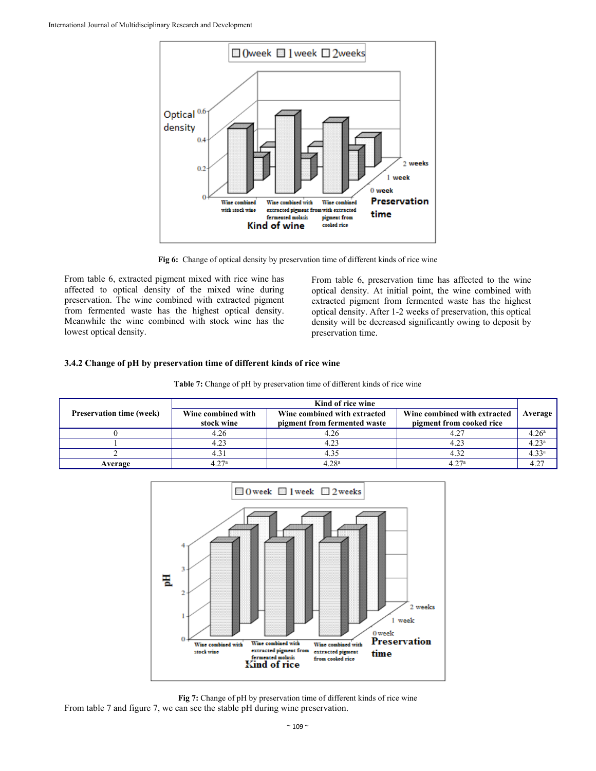Fig 6: Change of optical density by preservation time of different kinds of rice wine

From table 6, extracted pigment mixed with rice wine has affected to optical density of the mixed wine during preservation. The wine combined with extracted pigment from fermented waste has the highest optical density. Meanwhile the wine combined with stock wine has the lowest optical density.

From table 6, preservation time has affected to the wine optical density. At initial point, the wine combined with extracted pigment from fermented waste has the highest optical density. After 1-2 weeks of preservation, this optical density will be decreased significantly owing to deposit by preservation time.

### 3.4.2 Change of pH by preservation time of different kinds of rice wine

**Table 7:** Change of pH by preservation time of different kinds of rice wine

| Preservation time (week) | Kind of rice wine | | | Average |
|---|---|---|---|---|
| | Wine combined with stock wine | Wine combined with extracted pigment from fermented waste | Wine combined with extracted pigment from cooked rice | |
| 0 | 4.26 | 4.26 | 4.27 | 4.26[a] |
| 1 | 4.23 | 4.23 | 4.23 | 4.23[a] |
| 2 | 4.31 | 4.35 | 4.32 | 4.33[a] |
| **Average** | 4.27[a] | 4.28[a] | 4.27[a] | 4.27 |

**Fig 7:** Change of pH by preservation time of different kinds of rice wine

From table 7 and figure 7, we can see the stable pH during wine preservation.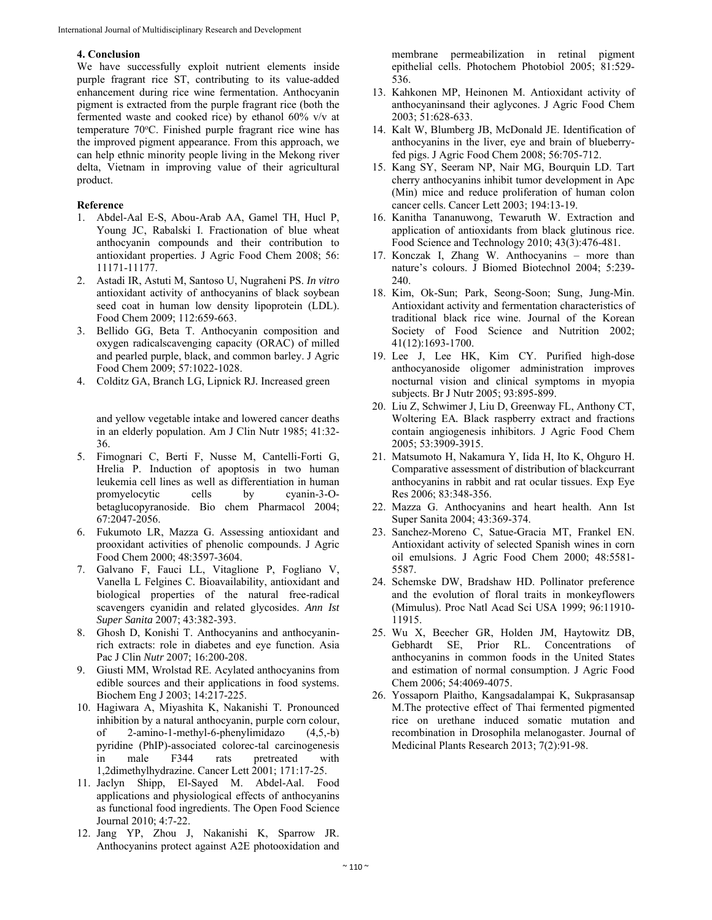## 4. Conclusion

We have successfully exploit nutrient elements inside purple fragrant rice ST, contributing to its value-added enhancement during rice wine fermentation. Anthocyanin pigment is extracted from the purple fragrant rice (both the fermented waste and cooked rice) by ethanol 60% v/v at temperature 70°C. Finished purple fragrant rice wine has the improved pigment appearance. From this approach, we can help ethnic minority people living in the Mekong river delta, Vietnam in improving value of their agricultural product.

## Reference

1. Abdel-Aal E-S, Abou-Arab AA, Gamel TH, Hucl P, Young JC, Rabalski I. Fractionation of blue wheat anthocyanin compounds and their contribution to antioxidant properties. J Agric Food Chem 2008; 56: 11171-11177.
2. Astadi IR, Astuti M, Santoso U, Nugraheni PS. *In vitro* antioxidant activity of anthocyanins of black soybean seed coat in human low density lipoprotein (LDL). Food Chem 2009; 112:659-663.
3. Bellido GG, Beta T. Anthocyanin composition and oxygen radicalscavenging capacity (ORAC) of milled and pearled purple, black, and common barley. J Agric Food Chem 2009; 57:1022-1028.
4. Colditz GA, Branch LG, Lipnick RJ. Increased green and yellow vegetable intake and lowered cancer deaths in an elderly population. Am J Clin Nutr 1985; 41:32-36.
5. Fimognari C, Berti F, Nusse M, Cantelli-Forti G, Hrelia P. Induction of apoptosis in two human leukemia cell lines as well as differentiation in human promyelocytic cells by cyanin-3-O-betaglucopyranoside. Bio chem Pharmacol 2004; 67:2047-2056.
6. Fukumoto LR, Mazza G. Assessing antioxidant and prooxidant activities of phenolic compounds. J Agric Food Chem 2000; 48:3597-3604.
7. Galvano F, Fauci LL, Vitaglione P, Fogliano V, Vanella L Felgines C. Bioavailability, antioxidant and biological properties of the natural free-radical scavengers cyanidin and related glycosides. *Ann Ist Super Sanita* 2007; 43:382-393.
8. Ghosh D, Konishi T. Anthocyanins and anthocyanin-rich extracts: role in diabetes and eye function. Asia Pac J Clin *Nutr* 2007; 16:200-208.
9. Giusti MM, Wrolstad RE. Acylated anthocyanins from edible sources and their applications in food systems. Biochem Eng J 2003; 14:217-225.
10. Hagiwara A, Miyashita K, Nakanishi T. Pronounced inhibition by a natural anthocyanin, purple corn colour, of 2-amino-1-methyl-6-phenylimidazo (4,5,-b) pyridine (PhIP)-associated colorec-tal carcinogenesis in male F344 rats pretreated with 1,2dimethylhydrazine. Cancer Lett 2001; 171:17-25.
11. Jaclyn Shipp, El-Sayed M. Abdel-Aal. Food applications and physiological effects of anthocyanins as functional food ingredients. The Open Food Science Journal 2010; 4:7-22.
12. Jang YP, Zhou J, Nakanishi K, Sparrow JR. Anthocyanins protect against A2E photooxidation and membrane permeabilization in retinal pigment epithelial cells. Photochem Photobiol 2005; 81:529-536.
13. Kahkonen MP, Heinonen M. Antioxidant activity of anthocyaninsand their aglycones. J Agric Food Chem 2003; 51:628-633.
14. Kalt W, Blumberg JB, McDonald JE. Identification of anthocyanins in the liver, eye and brain of blueberry-fed pigs. J Agric Food Chem 2008; 56:705-712.
15. Kang SY, Seeram NP, Nair MG, Bourquin LD. Tart cherry anthocyanins inhibit tumor development in Apc (Min) mice and reduce proliferation of human colon cancer cells. Cancer Lett 2003; 194:13-19.
16. Kanitha Tananuwong, Tewaruth W. Extraction and application of antioxidants from black glutinous rice. Food Science and Technology 2010; 43(3):476-481.
17. Konczak I, Zhang W. Anthocyanins – more than nature's colours. J Biomed Biotechnol 2004; 5:239-240.
18. Kim, Ok-Sun; Park, Seong-Soon; Sung, Jung-Min. Antioxidant activity and fermentation characteristics of traditional black rice wine. Journal of the Korean Society of Food Science and Nutrition 2002; 41(12):1693-1700.
19. Lee J, Lee HK, Kim CY. Purified high-dose anthocyanoside oligomer administration improves nocturnal vision and clinical symptoms in myopia subjects. Br J Nutr 2005; 93:895-899.
20. Liu Z, Schwimer J, Liu D, Greenway FL, Anthony CT, Woltering EA. Black raspberry extract and fractions contain angiogenesis inhibitors. J Agric Food Chem 2005; 53:3909-3915.
21. Matsumoto H, Nakamura Y, Iida H, Ito K, Ohguro H. Comparative assessment of distribution of blackcurrant anthocyanins in rabbit and rat ocular tissues. Exp Eye Res 2006; 83:348-356.
22. Mazza G. Anthocyanins and heart health. Ann Ist Super Sanita 2004; 43:369-374.
23. Sanchez-Moreno C, Satue-Gracia MT, Frankel EN. Antioxidant activity of selected Spanish wines in corn oil emulsions. J Agric Food Chem 2000; 48:5581-5587.
24. Schemske DW, Bradshaw HD. Pollinator preference and the evolution of floral traits in monkeyflowers (Mimulus). Proc Natl Acad Sci USA 1999; 96:11910-11915.
25. Wu X, Beecher GR, Holden JM, Haytowitz DB, Gebhardt SE, Prior RL. Concentrations of anthocyanins in common foods in the United States and estimation of normal consumption. J Agric Food Chem 2006; 54:4069-4075.
26. Yossaporn Plaitho, Kangsadalampai K, Sukprasansap M.The protective effect of Thai fermented pigmented rice on urethane induced somatic mutation and recombination in Drosophila melanogaster. Journal of Medicinal Plants Research 2013; 7(2):91-98.